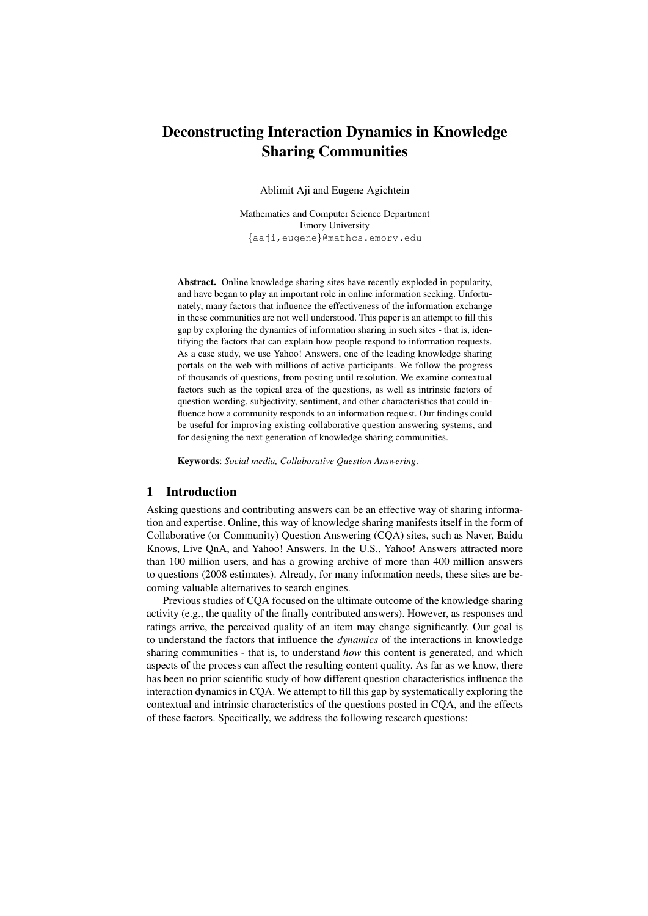# Deconstructing Interaction Dynamics in Knowledge Sharing Communities

Ablimit Aji and Eugene Agichtein

Mathematics and Computer Science Department
Emory University
{aaji,eugene}@mathcs.emory.edu

**Abstract.** Online knowledge sharing sites have recently exploded in popularity, and have began to play an important role in online information seeking. Unfortunately, many factors that influence the effectiveness of the information exchange in these communities are not well understood. This paper is an attempt to fill this gap by exploring the dynamics of information sharing in such sites - that is, identifying the factors that can explain how people respond to information requests. As a case study, we use Yahoo! Answers, one of the leading knowledge sharing portals on the web with millions of active participants. We follow the progress of thousands of questions, from posting until resolution. We examine contextual factors such as the topical area of the questions, as well as intrinsic factors of question wording, subjectivity, sentiment, and other characteristics that could influence how a community responds to an information request. Our findings could be useful for improving existing collaborative question answering systems, and for designing the next generation of knowledge sharing communities.

**Keywords**: *Social media, Collaborative Question Answering*.

## 1 Introduction

Asking questions and contributing answers can be an effective way of sharing information and expertise. Online, this way of knowledge sharing manifests itself in the form of Collaborative (or Community) Question Answering (CQA) sites, such as Naver, Baidu Knows, Live QnA, and Yahoo! Answers. In the U.S., Yahoo! Answers attracted more than 100 million users, and has a growing archive of more than 400 million answers to questions (2008 estimates). Already, for many information needs, these sites are becoming valuable alternatives to search engines.

Previous studies of CQA focused on the ultimate outcome of the knowledge sharing activity (e.g., the quality of the finally contributed answers). However, as responses and ratings arrive, the perceived quality of an item may change significantly. Our goal is to understand the factors that influence the *dynamics* of the interactions in knowledge sharing communities - that is, to understand *how* this content is generated, and which aspects of the process can affect the resulting content quality. As far as we know, there has been no prior scientific study of how different question characteristics influence the interaction dynamics in CQA. We attempt to fill this gap by systematically exploring the contextual and intrinsic characteristics of the questions posted in CQA, and the effects of these factors. Specifically, we address the following research questions: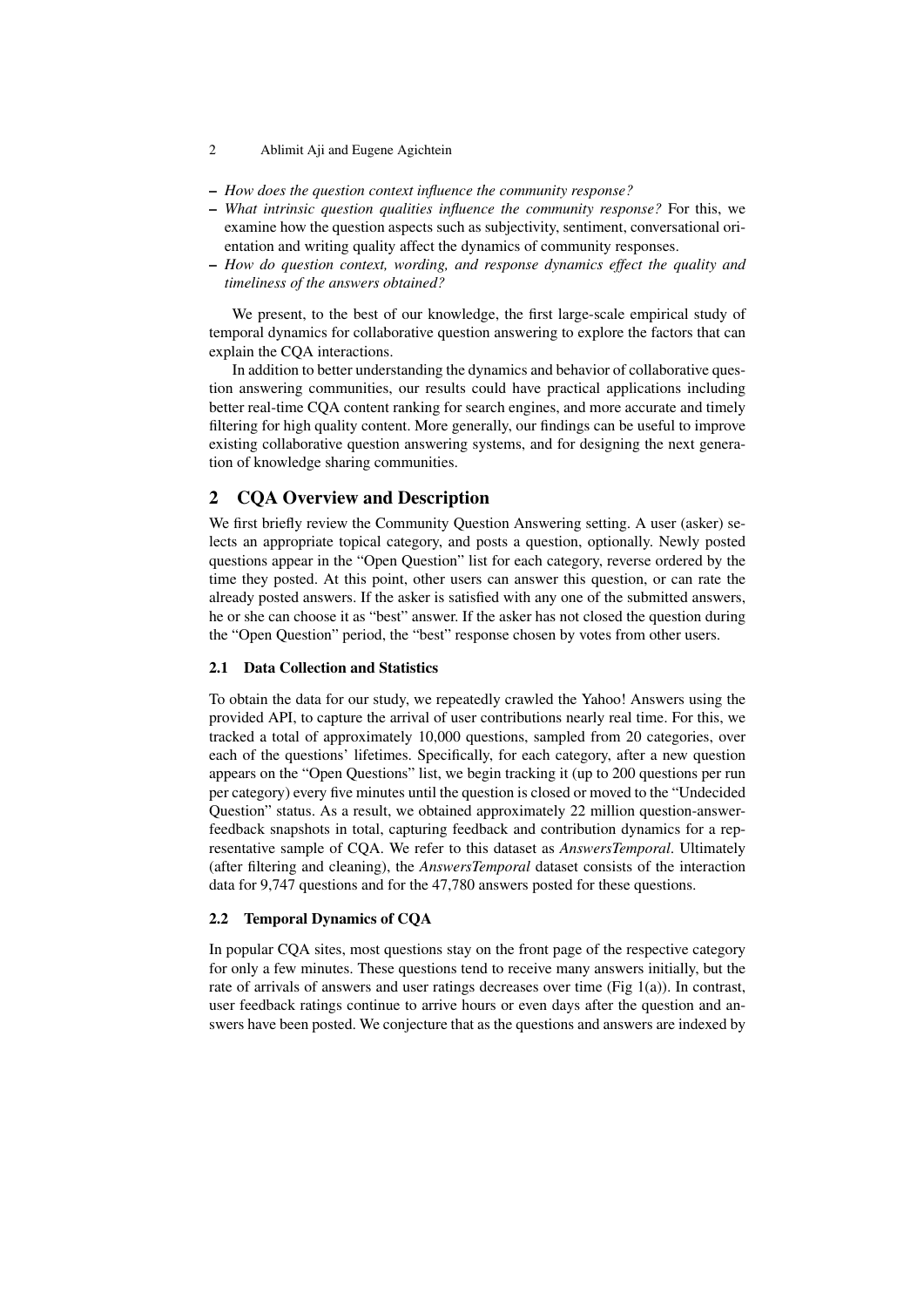- *How does the question context influence the community response?*
- *What intrinsic question qualities influence the community response?* For this, we examine how the question aspects such as subjectivity, sentiment, conversational orientation and writing quality affect the dynamics of community responses.
- *How do question context, wording, and response dynamics effect the quality and timeliness of the answers obtained?*

We present, to the best of our knowledge, the first large-scale empirical study of temporal dynamics for collaborative question answering to explore the factors that can explain the CQA interactions.

In addition to better understanding the dynamics and behavior of collaborative question answering communities, our results could have practical applications including better real-time CQA content ranking for search engines, and more accurate and timely filtering for high quality content. More generally, our findings can be useful to improve existing collaborative question answering systems, and for designing the next generation of knowledge sharing communities.

## 2 CQA Overview and Description

We first briefly review the Community Question Answering setting. A user (asker) selects an appropriate topical category, and posts a question, optionally. Newly posted questions appear in the "Open Question" list for each category, reverse ordered by the time they posted. At this point, other users can answer this question, or can rate the already posted answers. If the asker is satisfied with any one of the submitted answers, he or she can choose it as "best" answer. If the asker has not closed the question during the "Open Question" period, the "best" response chosen by votes from other users.

### 2.1 Data Collection and Statistics

To obtain the data for our study, we repeatedly crawled the Yahoo! Answers using the provided API, to capture the arrival of user contributions nearly real time. For this, we tracked a total of approximately 10,000 questions, sampled from 20 categories, over each of the questions' lifetimes. Specifically, for each category, after a new question appears on the "Open Questions" list, we begin tracking it (up to 200 questions per run per category) every five minutes until the question is closed or moved to the "Undecided Question" status. As a result, we obtained approximately 22 million question-answer-feedback snapshots in total, capturing feedback and contribution dynamics for a representative sample of CQA. We refer to this dataset as *AnswersTemporal*. Ultimately (after filtering and cleaning), the *AnswersTemporal* dataset consists of the interaction data for 9,747 questions and for the 47,780 answers posted for these questions.

### 2.2 Temporal Dynamics of CQA

In popular CQA sites, most questions stay on the front page of the respective category for only a few minutes. These questions tend to receive many answers initially, but the rate of arrivals of answers and user ratings decreases over time (Fig 1(a)). In contrast, user feedback ratings continue to arrive hours or even days after the question and answers have been posted. We conjecture that as the questions and answers are indexed by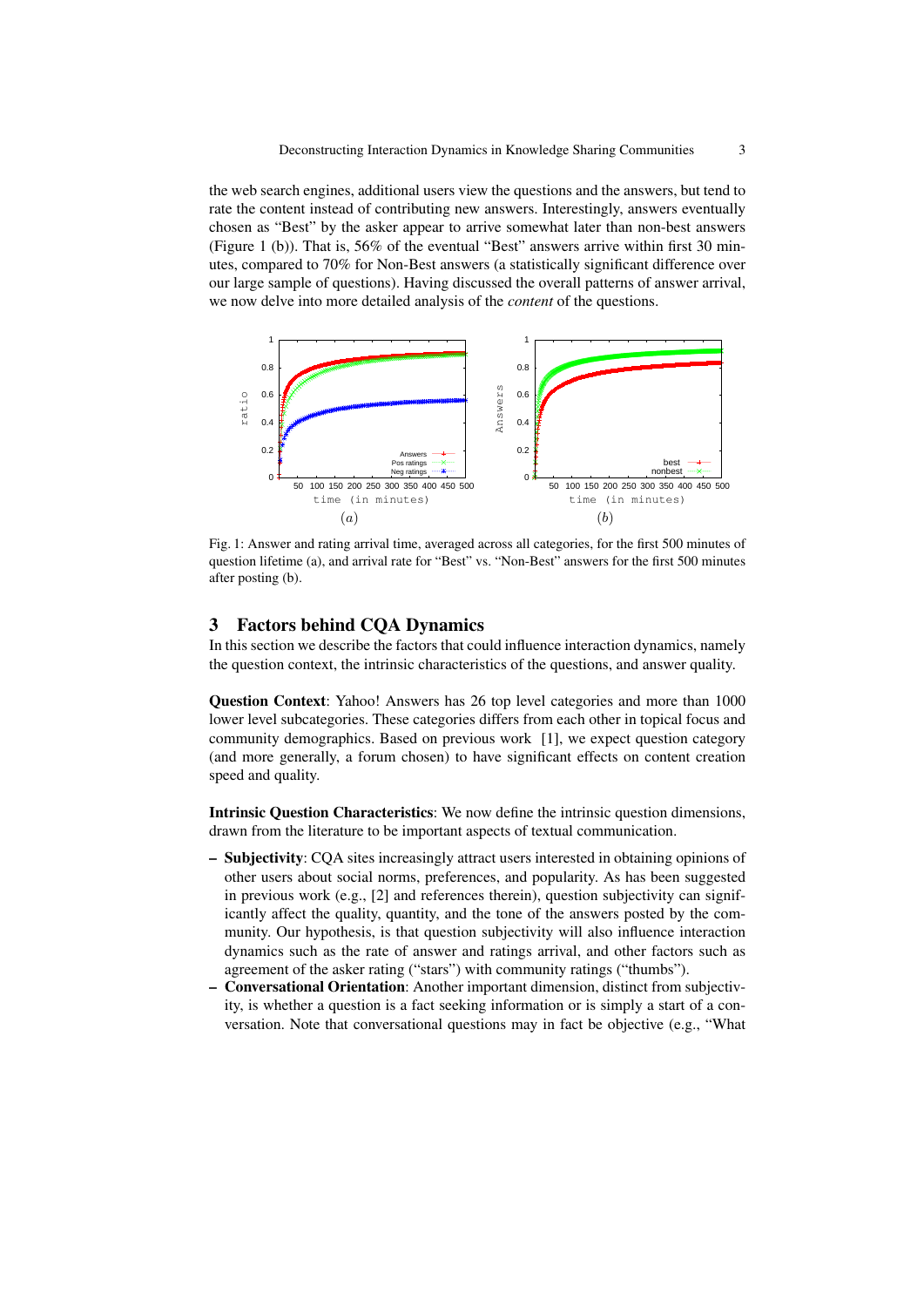the web search engines, additional users view the questions and the answers, but tend to rate the content instead of contributing new answers. Interestingly, answers eventually chosen as "Best" by the asker appear to arrive somewhat later than non-best answers (Figure 1 (b)). That is, 56% of the eventual "Best" answers arrive within first 30 minutes, compared to 70% for Non-Best answers (a statistically significant difference over our large sample of questions). Having discussed the overall patterns of answer arrival, we now delve into more detailed analysis of the *content* of the questions.

Fig. 1: Answer and rating arrival time, averaged across all categories, for the first 500 minutes of question lifetime (a), and arrival rate for "Best" vs. "Non-Best" answers for the first 500 minutes after posting (b).

## 3 Factors behind CQA Dynamics

In this section we describe the factors that could influence interaction dynamics, namely the question context, the intrinsic characteristics of the questions, and answer quality.

**Question Context**: Yahoo! Answers has 26 top level categories and more than 1000 lower level subcategories. These categories differs from each other in topical focus and community demographics. Based on previous work [1], we expect question category (and more generally, a forum chosen) to have significant effects on content creation speed and quality.

**Intrinsic Question Characteristics**: We now define the intrinsic question dimensions, drawn from the literature to be important aspects of textual communication.

- **Subjectivity**: CQA sites increasingly attract users interested in obtaining opinions of other users about social norms, preferences, and popularity. As has been suggested in previous work (e.g., [2] and references therein), question subjectivity can significantly affect the quality, quantity, and the tone of the answers posted by the community. Our hypothesis, is that question subjectivity will also influence interaction dynamics such as the rate of answer and ratings arrival, and other factors such as agreement of the asker rating ("stars") with community ratings ("thumbs").
- **Conversational Orientation**: Another important dimension, distinct from subjectivity, is whether a question is a fact seeking information or is simply a start of a conversation. Note that conversational questions may in fact be objective (e.g., "What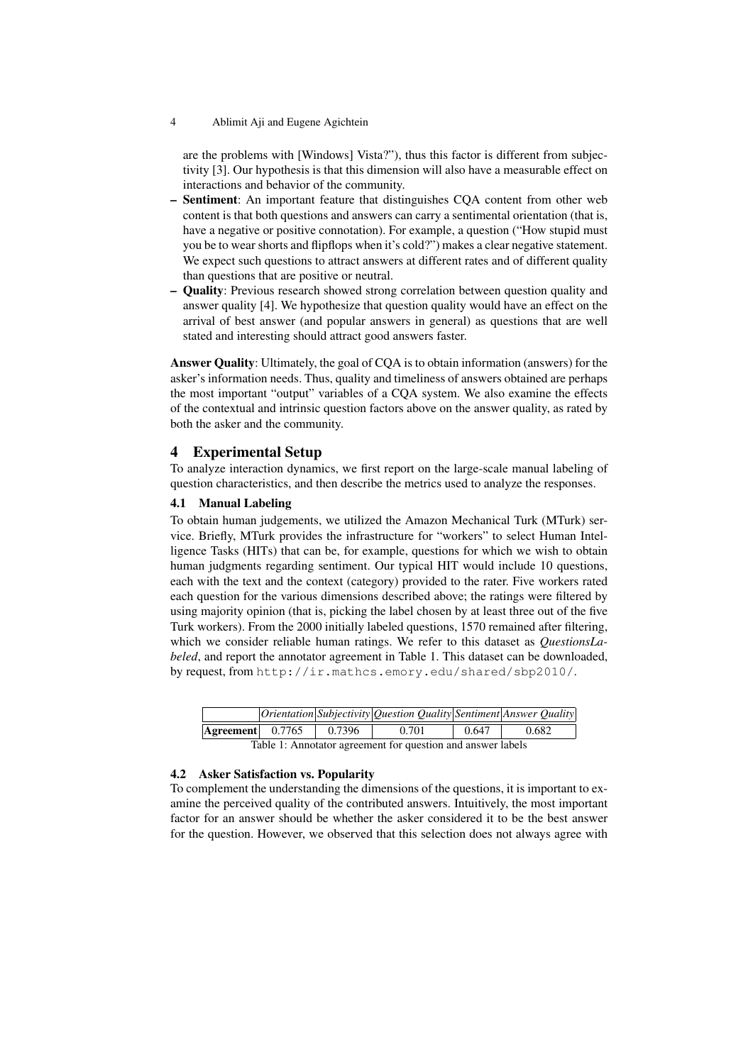are the problems with [Windows] Vista?"), thus this factor is different from subjectivity [3]. Our hypothesis is that this dimension will also have a measurable effect on interactions and behavior of the community.

- **Sentiment**: An important feature that distinguishes CQA content from other web content is that both questions and answers can carry a sentimental orientation (that is, have a negative or positive connotation). For example, a question ("How stupid must you be to wear shorts and flipflops when it's cold?") makes a clear negative statement. We expect such questions to attract answers at different rates and of different quality than questions that are positive or neutral.
- **Quality**: Previous research showed strong correlation between question quality and answer quality [4]. We hypothesize that question quality would have an effect on the arrival of best answer (and popular answers in general) as questions that are well stated and interesting should attract good answers faster.

**Answer Quality**: Ultimately, the goal of CQA is to obtain information (answers) for the asker's information needs. Thus, quality and timeliness of answers obtained are perhaps the most important "output" variables of a CQA system. We also examine the effects of the contextual and intrinsic question factors above on the answer quality, as rated by both the asker and the community.

## 4 Experimental Setup

To analyze interaction dynamics, we first report on the large-scale manual labeling of question characteristics, and then describe the metrics used to analyze the responses.

### 4.1 Manual Labeling

To obtain human judgements, we utilized the Amazon Mechanical Turk (MTurk) service. Briefly, MTurk provides the infrastructure for "workers" to select Human Intelligence Tasks (HITs) that can be, for example, questions for which we wish to obtain human judgments regarding sentiment. Our typical HIT would include 10 questions, each with the text and the context (category) provided to the rater. Five workers rated each question for the various dimensions described above; the ratings were filtered by using majority opinion (that is, picking the label chosen by at least three out of the five Turk workers). From the 2000 initially labeled questions, 1570 remained after filtering, which we consider reliable human ratings. We refer to this dataset as *QuestionsLabeled*, and report the annotator agreement in Table 1. This dataset can be downloaded, by request, from `http://ir.mathcs.emory.edu/shared/sbp2010/`.

| | *Orientation* | *Subjectivity* | *Question Quality* | *Sentiment* | *Answer Quality* |
|---|---|---|---|---|---|
| **Agreement** | 0.7765 | 0.7396 | 0.701 | 0.647 | 0.682 |

Table 1: Annotator agreement for question and answer labels

### 4.2 Asker Satisfaction vs. Popularity

To complement the understanding the dimensions of the questions, it is important to examine the perceived quality of the contributed answers. Intuitively, the most important factor for an answer should be whether the asker considered it to be the best answer for the question. However, we observed that this selection does not always agree with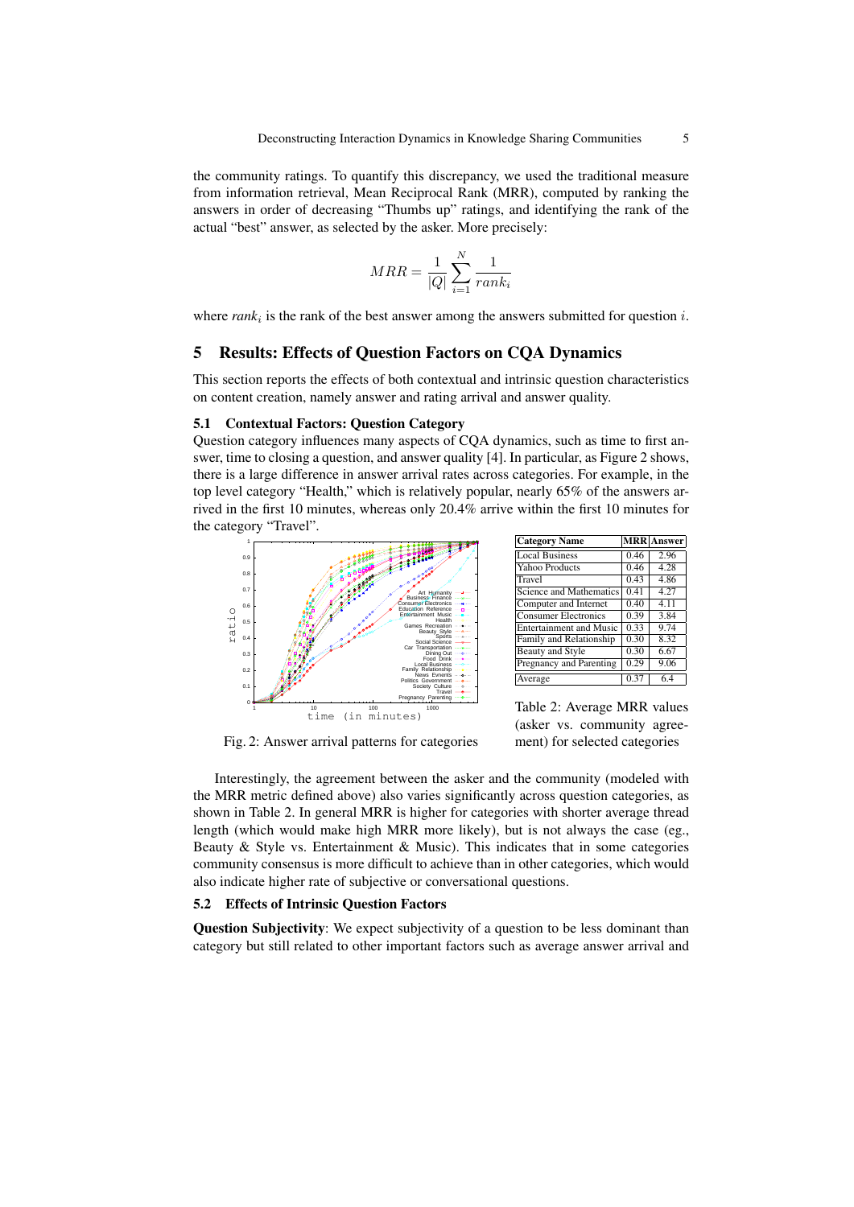the community ratings. To quantify this discrepancy, we used the traditional measure from information retrieval, Mean Reciprocal Rank (MRR), computed by ranking the answers in order of decreasing "Thumbs up" ratings, and identifying the rank of the actual "best" answer, as selected by the asker. More precisely:

$$MRR = \frac{1}{|Q|}\sum_{i=1}^{N}\frac{1}{rank_i}$$

where $rank_i$ is the rank of the best answer among the answers submitted for question $i$.

## 5 Results: Effects of Question Factors on CQA Dynamics

This section reports the effects of both contextual and intrinsic question characteristics on content creation, namely answer and rating arrival and answer quality.

### 5.1 Contextual Factors: Question Category

Question category influences many aspects of CQA dynamics, such as time to first answer, time to closing a question, and answer quality [4]. In particular, as Figure 2 shows, there is a large difference in answer arrival rates across categories. For example, in the top level category "Health," which is relatively popular, nearly 65% of the answers arrived in the first 10 minutes, whereas only 20.4% arrive within the first 10 minutes for the category "Travel".

Fig. 2: Answer arrival patterns for categories

| Category Name | MRR | Answer |
|---|---|---|
| Local Business | 0.46 | 2.96 |
| Yahoo Products | 0.46 | 4.28 |
| Travel | 0.43 | 4.86 |
| Science and Mathematics | 0.41 | 4.27 |
| Computer and Internet | 0.40 | 4.11 |
| Consumer Electronics | 0.39 | 3.84 |
| Entertainment and Music | 0.33 | 9.74 |
| Family and Relationship | 0.30 | 8.32 |
| Beauty and Style | 0.30 | 6.67 |
| Pregnancy and Parenting | 0.29 | 9.06 |
| Average | 0.37 | 6.4 |

Table 2: Average MRR values (asker vs. community agreement) for selected categories

Interestingly, the agreement between the asker and the community (modeled with the MRR metric defined above) also varies significantly across question categories, as shown in Table 2. In general MRR is higher for categories with shorter average thread length (which would make high MRR more likely), but is not always the case (eg., Beauty & Style vs. Entertainment & Music). This indicates that in some categories community consensus is more difficult to achieve than in other categories, which would also indicate higher rate of subjective or conversational questions.

### 5.2 Effects of Intrinsic Question Factors

**Question Subjectivity**: We expect subjectivity of a question to be less dominant than category but still related to other important factors such as average answer arrival and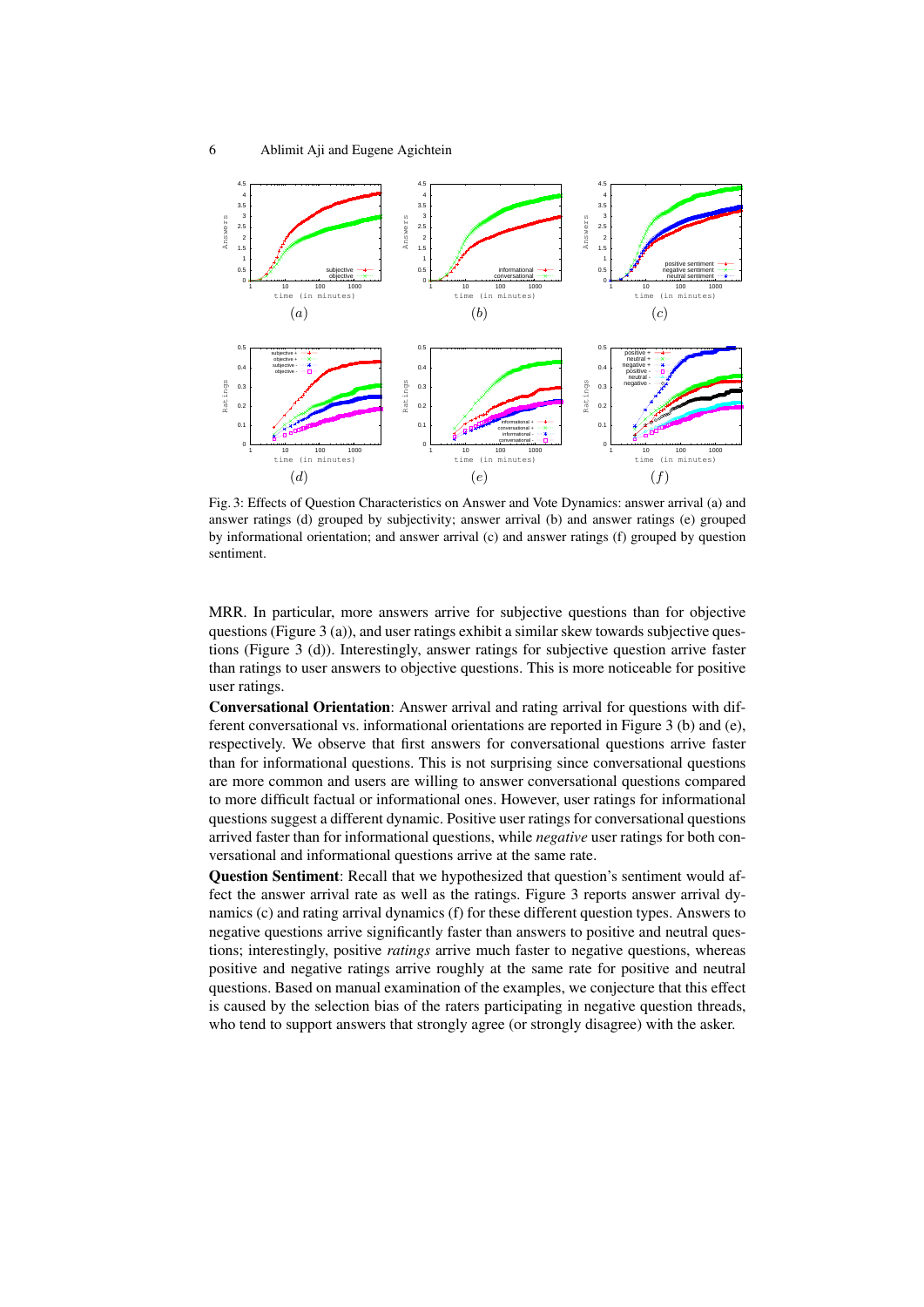Fig. 3: Effects of Question Characteristics on Answer and Vote Dynamics: answer arrival (a) and answer ratings (d) grouped by subjectivity; answer arrival (b) and answer ratings (e) grouped by informational orientation; and answer arrival (c) and answer ratings (f) grouped by question sentiment.

MRR. In particular, more answers arrive for subjective questions than for objective questions (Figure 3 (a)), and user ratings exhibit a similar skew towards subjective questions (Figure 3 (d)). Interestingly, answer ratings for subjective question arrive faster than ratings to user answers to objective questions. This is more noticeable for positive user ratings.

**Conversational Orientation**: Answer arrival and rating arrival for questions with different conversational vs. informational orientations are reported in Figure 3 (b) and (e), respectively. We observe that first answers for conversational questions arrive faster than for informational questions. This is not surprising since conversational questions are more common and users are willing to answer conversational questions compared to more difficult factual or informational ones. However, user ratings for informational questions suggest a different dynamic. Positive user ratings for conversational questions arrived faster than for informational questions, while *negative* user ratings for both conversational and informational questions arrive at the same rate.

**Question Sentiment**: Recall that we hypothesized that question's sentiment would affect the answer arrival rate as well as the ratings. Figure 3 reports answer arrival dynamics (c) and rating arrival dynamics (f) for these different question types. Answers to negative questions arrive significantly faster than answers to positive and neutral questions; interestingly, positive *ratings* arrive much faster to negative questions, whereas positive and negative ratings arrive roughly at the same rate for positive and neutral questions. Based on manual examination of the examples, we conjecture that this effect is caused by the selection bias of the raters participating in negative question threads, who tend to support answers that strongly agree (or strongly disagree) with the asker.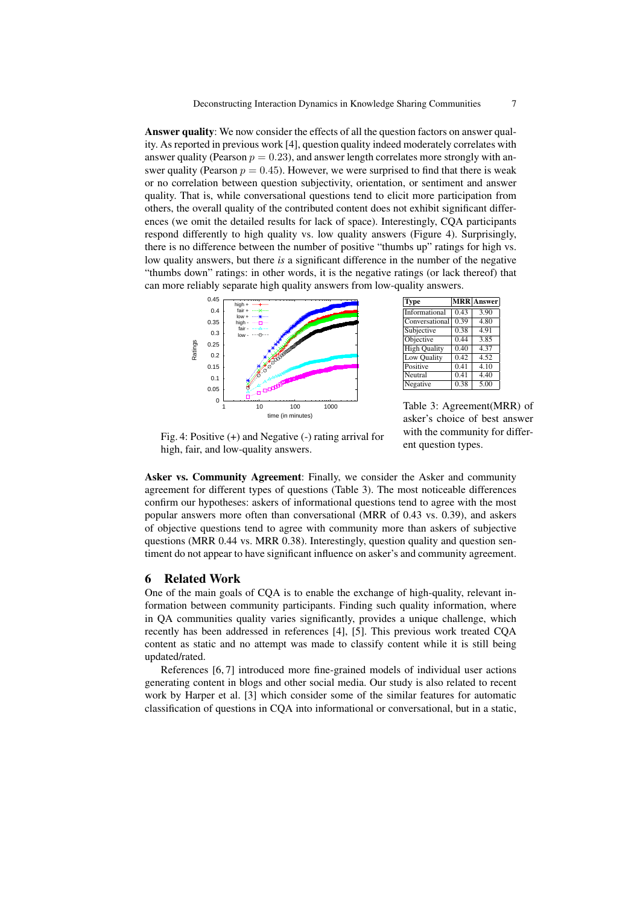**Answer quality**: We now consider the effects of all the question factors on answer quality. As reported in previous work [4], question quality indeed moderately correlates with answer quality (Pearson $p = 0.23$), and answer length correlates more strongly with answer quality (Pearson $p = 0.45$). However, we were surprised to find that there is weak or no correlation between question subjectivity, orientation, or sentiment and answer quality. That is, while conversational questions tend to elicit more participation from others, the overall quality of the contributed content does not exhibit significant differences (we omit the detailed results for lack of space). Interestingly, CQA participants respond differently to high quality vs. low quality answers (Figure 4). Surprisingly, there is no difference between the number of positive "thumbs up" ratings for high vs. low quality answers, but there *is* a significant difference in the number of the negative "thumbs down" ratings: in other words, it is the negative ratings (or lack thereof) that can more reliably separate high quality answers from low-quality answers.

Fig. 4: Positive (+) and Negative (-) rating arrival for high, fair, and low-quality answers.

| Type | MRR | Answer |
|---|---|---|
| Informational | 0.43 | 3.90 |
| Conversational | 0.39 | 4.80 |
| Subjective | 0.38 | 4.91 |
| Objective | 0.44 | 3.85 |
| High Quality | 0.40 | 4.37 |
| Low Quality | 0.42 | 4.52 |
| Positive | 0.41 | 4.10 |
| Neutral | 0.41 | 4.40 |
| Negative | 0.38 | 5.00 |

Table 3: Agreement(MRR) of asker's choice of best answer with the community for different question types.

**Asker vs. Community Agreement**: Finally, we consider the Asker and community agreement for different types of questions (Table 3). The most noticeable differences confirm our hypotheses: askers of informational questions tend to agree with the most popular answers more often than conversational (MRR of 0.43 vs. 0.39), and askers of objective questions tend to agree with community more than askers of subjective questions (MRR 0.44 vs. MRR 0.38). Interestingly, question quality and question sentiment do not appear to have significant influence on asker's and community agreement.

## 6 Related Work

One of the main goals of CQA is to enable the exchange of high-quality, relevant information between community participants. Finding such quality information, where in QA communities quality varies significantly, provides a unique challenge, which recently has been addressed in references [4], [5]. This previous work treated CQA content as static and no attempt was made to classify content while it is still being updated/rated.

References [6, 7] introduced more fine-grained models of individual user actions generating content in blogs and other social media. Our study is also related to recent work by Harper et al. [3] which consider some of the similar features for automatic classification of questions in CQA into informational or conversational, but in a static,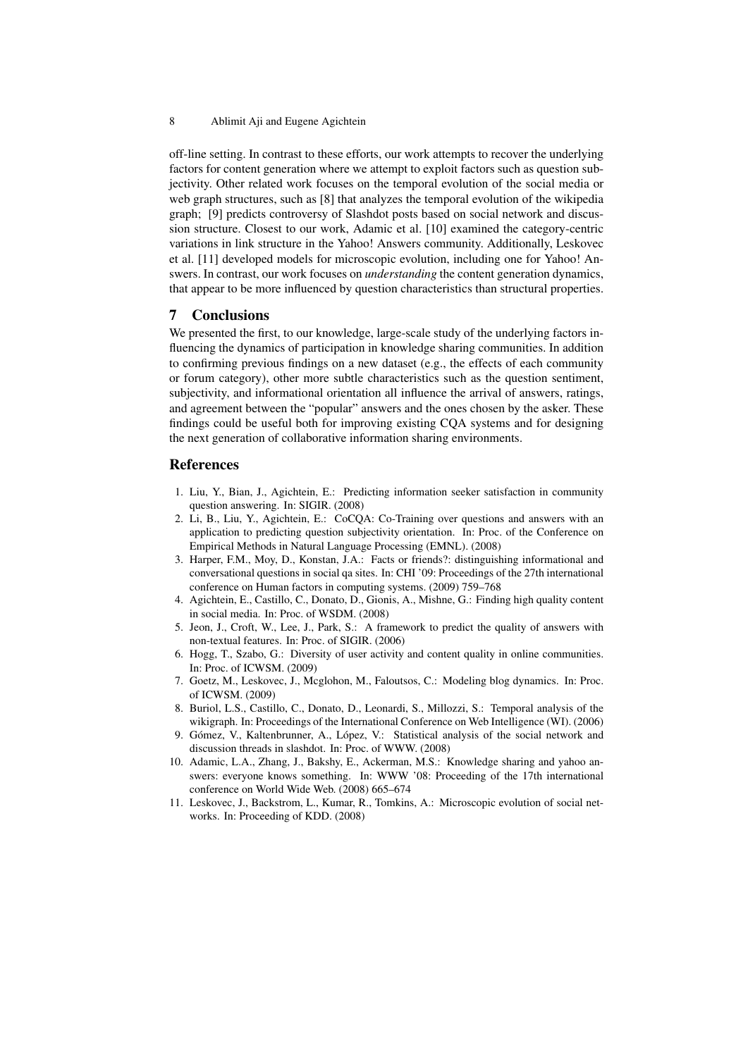off-line setting. In contrast to these efforts, our work attempts to recover the underlying factors for content generation where we attempt to exploit factors such as question subjectivity. Other related work focuses on the temporal evolution of the social media or web graph structures, such as [8] that analyzes the temporal evolution of the wikipedia graph; [9] predicts controversy of Slashdot posts based on social network and discussion structure. Closest to our work, Adamic et al. [10] examined the category-centric variations in link structure in the Yahoo! Answers community. Additionally, Leskovec et al. [11] developed models for microscopic evolution, including one for Yahoo! Answers. In contrast, our work focuses on *understanding* the content generation dynamics, that appear to be more influenced by question characteristics than structural properties.

## 7 Conclusions

We presented the first, to our knowledge, large-scale study of the underlying factors influencing the dynamics of participation in knowledge sharing communities. In addition to confirming previous findings on a new dataset (e.g., the effects of each community or forum category), other more subtle characteristics such as the question sentiment, subjectivity, and informational orientation all influence the arrival of answers, ratings, and agreement between the "popular" answers and the ones chosen by the asker. These findings could be useful both for improving existing CQA systems and for designing the next generation of collaborative information sharing environments.

## References

1. Liu, Y., Bian, J., Agichtein, E.: Predicting information seeker satisfaction in community question answering. In: SIGIR. (2008)
2. Li, B., Liu, Y., Agichtein, E.: CoCQA: Co-Training over questions and answers with an application to predicting question subjectivity orientation. In: Proc. of the Conference on Empirical Methods in Natural Language Processing (EMNL). (2008)
3. Harper, F.M., Moy, D., Konstan, J.A.: Facts or friends?: distinguishing informational and conversational questions in social qa sites. In: CHI '09: Proceedings of the 27th international conference on Human factors in computing systems. (2009) 759–768
4. Agichtein, E., Castillo, C., Donato, D., Gionis, A., Mishne, G.: Finding high quality content in social media. In: Proc. of WSDM. (2008)
5. Jeon, J., Croft, W., Lee, J., Park, S.: A framework to predict the quality of answers with non-textual features. In: Proc. of SIGIR. (2006)
6. Hogg, T., Szabo, G.: Diversity of user activity and content quality in online communities. In: Proc. of ICWSM. (2009)
7. Goetz, M., Leskovec, J., Mcglohon, M., Faloutsos, C.: Modeling blog dynamics. In: Proc. of ICWSM. (2009)
8. Buriol, L.S., Castillo, C., Donato, D., Leonardi, S., Millozzi, S.: Temporal analysis of the wikigraph. In: Proceedings of the International Conference on Web Intelligence (WI). (2006)
9. Gómez, V., Kaltenbrunner, A., López, V.: Statistical analysis of the social network and discussion threads in slashdot. In: Proc. of WWW. (2008)
10. Adamic, L.A., Zhang, J., Bakshy, E., Ackerman, M.S.: Knowledge sharing and yahoo answers: everyone knows something. In: WWW '08: Proceeding of the 17th international conference on World Wide Web. (2008) 665–674
11. Leskovec, J., Backstrom, L., Kumar, R., Tomkins, A.: Microscopic evolution of social networks. In: Proceeding of KDD. (2008)